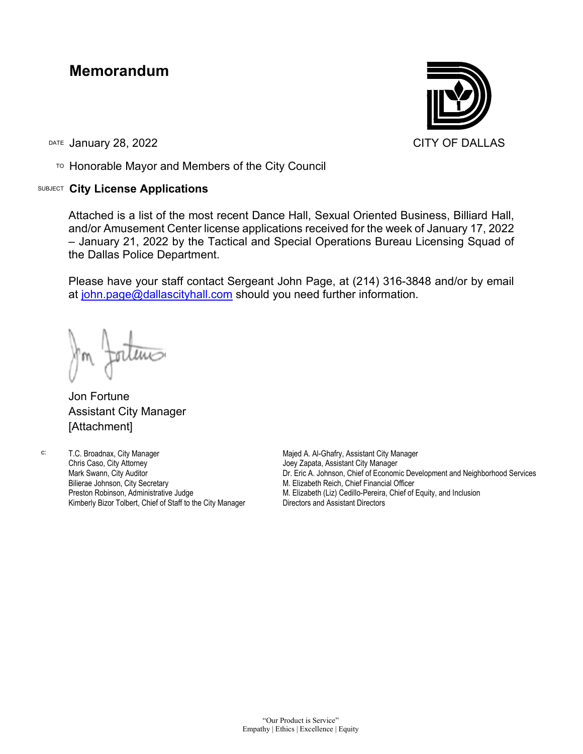# Memorandum

CITY OF DALLAS

DATE January 28, 2022

TO Honorable Mayor and Members of the City Council

SUBJECT **City License Applications**

Attached is a list of the most recent Dance Hall, Sexual Oriented Business, Billiard Hall, and/or Amusement Center license applications received for the week of January 17, 2022 – January 21, 2022 by the Tactical and Special Operations Bureau Licensing Squad of the Dallas Police Department.

Please have your staff contact Sergeant John Page, at (214) 316-3848 and/or by email at john.page@dallascityhall.com should you need further information.

Jon Fortune
Assistant City Manager
[Attachment]

c:
T.C. Broadnax, City Manager
Chris Caso, City Attorney
Mark Swann, City Auditor
Bilierae Johnson, City Secretary
Preston Robinson, Administrative Judge
Kimberly Bizor Tolbert, Chief of Staff to the City Manager
Majed A. Al-Ghafry, Assistant City Manager
Joey Zapata, Assistant City Manager
Dr. Eric A. Johnson, Chief of Economic Development and Neighborhood Services
M. Elizabeth Reich, Chief Financial Officer
M. Elizabeth (Liz) Cedillo-Pereira, Chief of Equity, and Inclusion
Directors and Assistant Directors

"Our Product is Service"
Empathy | Ethics | Excellence | Equity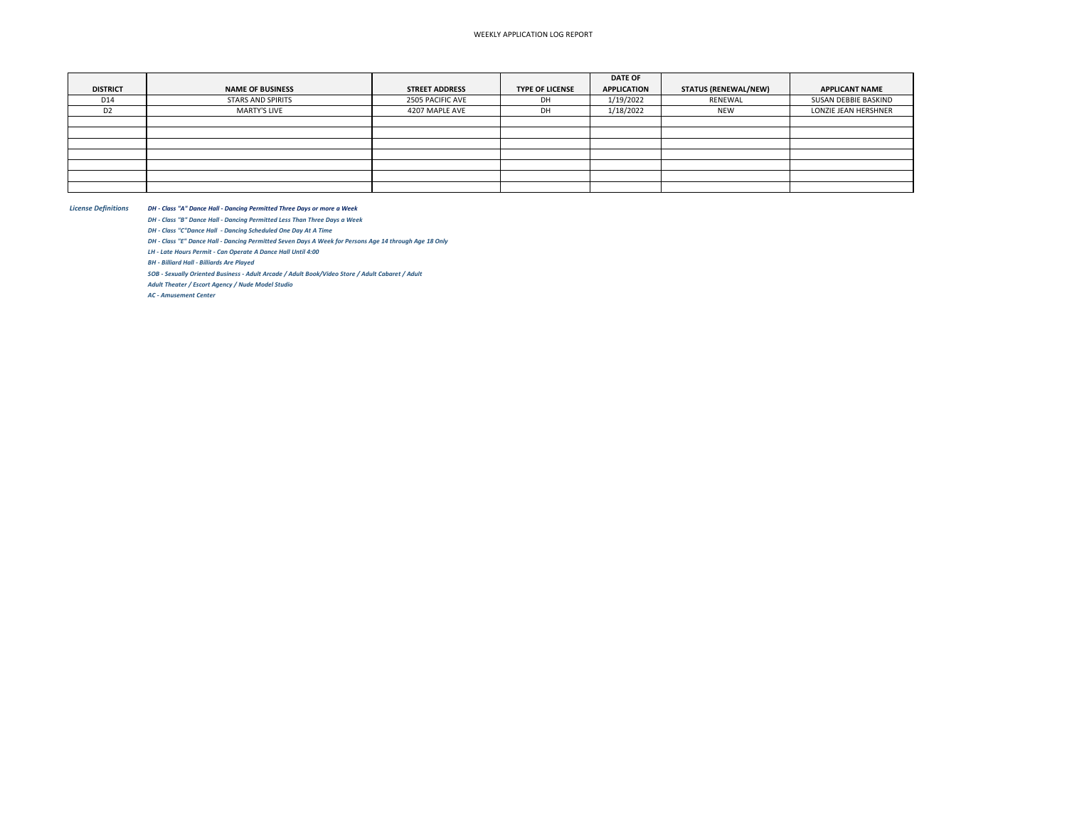WEEKLY APPLICATION LOG REPORT

| DISTRICT | NAME OF BUSINESS | STREET ADDRESS | TYPE OF LICENSE | DATE OF APPLICATION | STATUS (RENEWAL/NEW) | APPLICANT NAME |
|---|---|---|---|---|---|---|
| D14 | STARS AND SPIRITS | 2505 PACIFIC AVE | DH | 1/19/2022 | RENEWAL | SUSAN DEBBIE BASKIND |
| D2 | MARTY'S LIVE | 4207 MAPLE AVE | DH | 1/18/2022 | NEW | LONZIE JEAN HERSHNER |
| | | | | | | |
| | | | | | | |
| | | | | | | |
| | | | | | | |
| | | | | | | |
| | | | | | | |
| | | | | | | |

*License Definitions*

***DH - Class "A" Dance Hall - Dancing Permitted Three Days or more a Week***

***DH - Class "B" Dance Hall - Dancing Permitted Less Than Three Days a Week***

***DH - Class "C"Dance Hall - Dancing Scheduled One Day At A Time***

***DH - Class "E" Dance Hall - Dancing Permitted Seven Days A Week for Persons Age 14 through Age 18 Only***

***LH - Late Hours Permit - Can Operate A Dance Hall Until 4:00***

***BH - Billiard Hall - Billiards Are Played***

***SOB - Sexually Oriented Business - Adult Arcade / Adult Book/Video Store / Adult Cabaret / Adult Adult Theater / Escort Agency / Nude Model Studio***

***AC - Amusement Center***